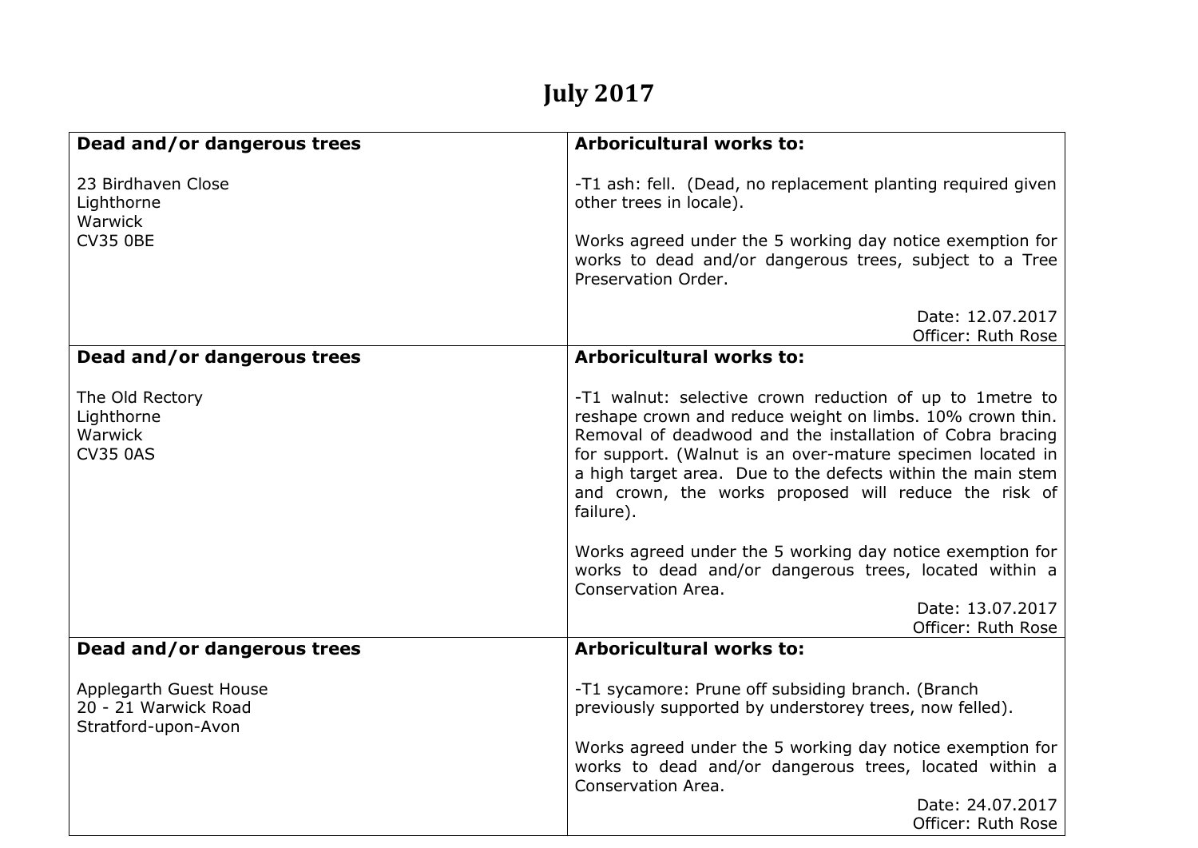# July 2017

| Dead and/or dangerous trees | Arboricultural works to: |
| --- | --- |
| 23 Birdhaven Close<br>Lighthorne<br>Warwick<br>CV35 0BE | -T1 ash: fell. (Dead, no replacement planting required given other trees in locale).<br><br>Works agreed under the 5 working day notice exemption for works to dead and/or dangerous trees, subject to a Tree Preservation Order.<br><br>Date: 12.07.2017<br>Officer: Ruth Rose |
| **Dead and/or dangerous trees** | **Arboricultural works to:** |
| The Old Rectory<br>Lighthorne<br>Warwick<br>CV35 0AS | -T1 walnut: selective crown reduction of up to 1metre to reshape crown and reduce weight on limbs. 10% crown thin. Removal of deadwood and the installation of Cobra bracing for support. (Walnut is an over-mature specimen located in a high target area. Due to the defects within the main stem and crown, the works proposed will reduce the risk of failure).<br><br>Works agreed under the 5 working day notice exemption for works to dead and/or dangerous trees, located within a Conservation Area.<br>Date: 13.07.2017<br>Officer: Ruth Rose |
| **Dead and/or dangerous trees** | **Arboricultural works to:** |
| Applegarth Guest House<br>20 - 21 Warwick Road<br>Stratford-upon-Avon | -T1 sycamore: Prune off subsiding branch. (Branch previously supported by understorey trees, now felled).<br><br>Works agreed under the 5 working day notice exemption for works to dead and/or dangerous trees, located within a Conservation Area.<br>Date: 24.07.2017<br>Officer: Ruth Rose |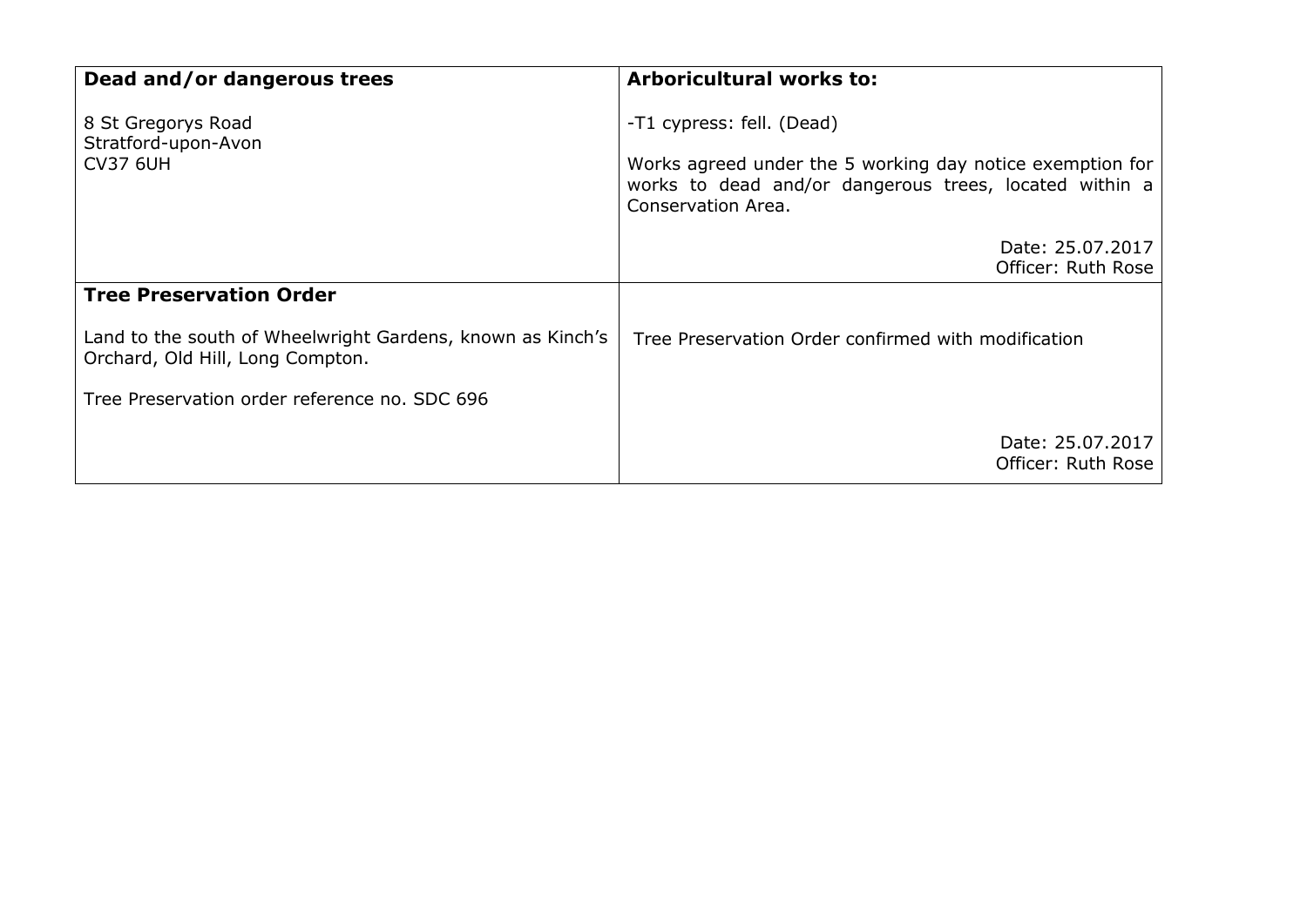| | |
|---|---|
| **Dead and/or dangerous trees**<br><br>8 St Gregorys Road<br>Stratford-upon-Avon<br>CV37 6UH | **Arboricultural works to:**<br><br>-T1 cypress: fell. (Dead)<br><br>Works agreed under the 5 working day notice exemption for works to dead and/or dangerous trees, located within a Conservation Area.<br><br>Date: 25.07.2017<br>Officer: Ruth Rose |
| **Tree Preservation Order**<br><br>Land to the south of Wheelwright Gardens, known as Kinch's Orchard, Old Hill, Long Compton.<br><br>Tree Preservation order reference no. SDC 696 | Tree Preservation Order confirmed with modification<br><br>Date: 25.07.2017<br>Officer: Ruth Rose |